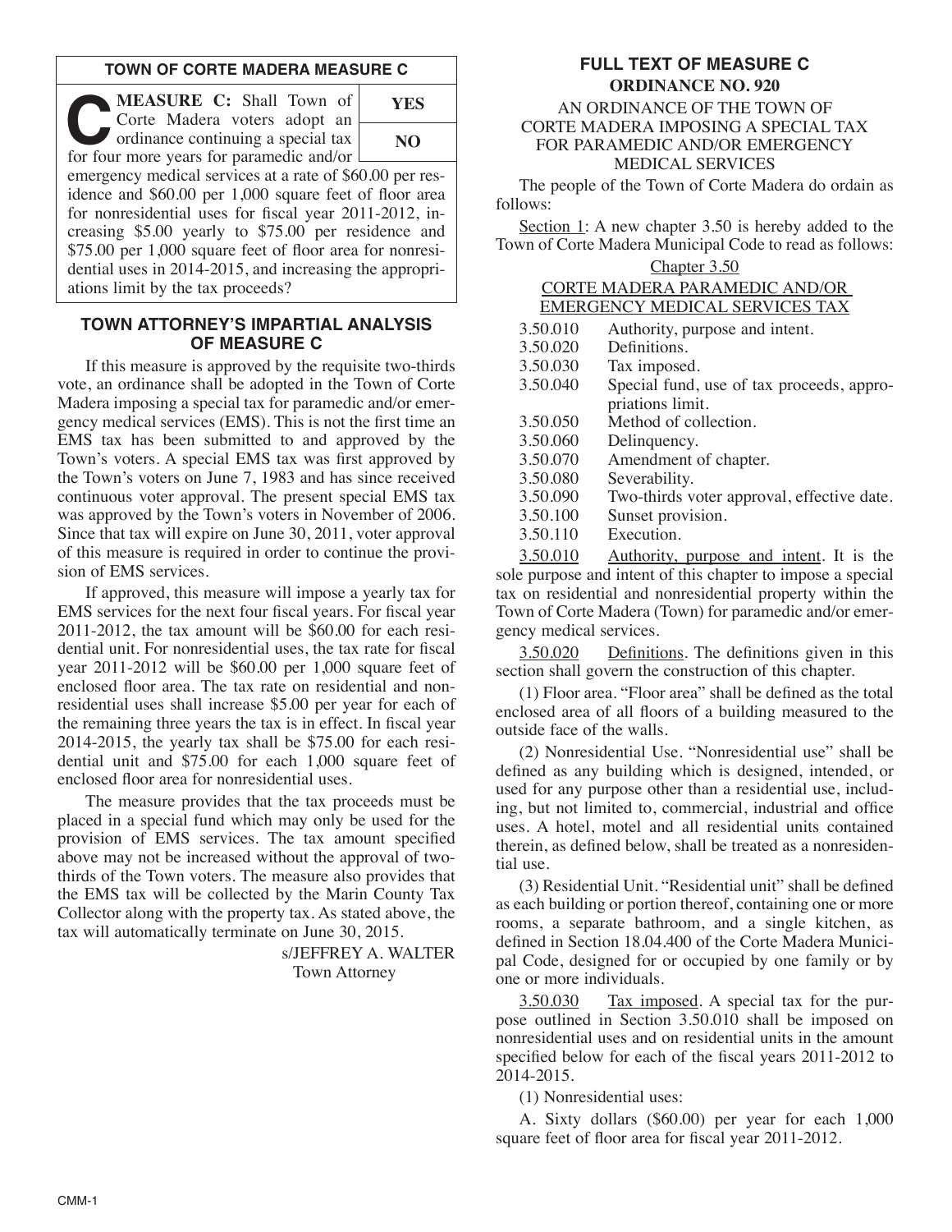## TOWN OF CORTE MADERA MEASURE C

**C MEASURE C:** Shall Town of Corte Madera voters adopt an ordinance continuing a special tax for four more years for paramedic and/or emergency medical services at a rate of $60.00 per residence and $60.00 per 1,000 square feet of floor area for nonresidential uses for fiscal year 2011-2012, increasing $5.00 yearly to $75.00 per residence and $75.00 per 1,000 square feet of floor area for nonresidential uses in 2014-2015, and increasing the appropriations limit by the tax proceeds?

| YES |
|---|
| NO |

## TOWN ATTORNEY'S IMPARTIAL ANALYSIS OF MEASURE C

If this measure is approved by the requisite two-thirds vote, an ordinance shall be adopted in the Town of Corte Madera imposing a special tax for paramedic and/or emergency medical services (EMS). This is not the first time an EMS tax has been submitted to and approved by the Town's voters. A special EMS tax was first approved by the Town's voters on June 7, 1983 and has since received continuous voter approval. The present special EMS tax was approved by the Town's voters in November of 2006. Since that tax will expire on June 30, 2011, voter approval of this measure is required in order to continue the provision of EMS services.

If approved, this measure will impose a yearly tax for EMS services for the next four fiscal years. For fiscal year 2011-2012, the tax amount will be $60.00 for each residential unit. For nonresidential uses, the tax rate for fiscal year 2011-2012 will be $60.00 per 1,000 square feet of enclosed floor area. The tax rate on residential and nonresidential uses shall increase $5.00 per year for each of the remaining three years the tax is in effect. In fiscal year 2014-2015, the yearly tax shall be $75.00 for each residential unit and $75.00 for each 1,000 square feet of enclosed floor area for nonresidential uses.

The measure provides that the tax proceeds must be placed in a special fund which may only be used for the provision of EMS services. The tax amount specified above may not be increased without the approval of two-thirds of the Town voters. The measure also provides that the EMS tax will be collected by the Marin County Tax Collector along with the property tax. As stated above, the tax will automatically terminate on June 30, 2015.

s/JEFFREY A. WALTER
Town Attorney

## FULL TEXT OF MEASURE C

### ORDINANCE NO. 920

AN ORDINANCE OF THE TOWN OF CORTE MADERA IMPOSING A SPECIAL TAX FOR PARAMEDIC AND/OR EMERGENCY MEDICAL SERVICES

The people of the Town of Corte Madera do ordain as follows:

Section 1: A new chapter 3.50 is hereby added to the Town of Corte Madera Municipal Code to read as follows:

Chapter 3.50

CORTE MADERA PARAMEDIC AND/OR EMERGENCY MEDICAL SERVICES TAX

3.50.010 Authority, purpose and intent.
3.50.020 Definitions.
3.50.030 Tax imposed.
3.50.040 Special fund, use of tax proceeds, appropriations limit.
3.50.050 Method of collection.
3.50.060 Delinquency.
3.50.070 Amendment of chapter.
3.50.080 Severability.
3.50.090 Two-thirds voter approval, effective date.
3.50.100 Sunset provision.
3.50.110 Execution.

3.50.010 Authority, purpose and intent. It is the sole purpose and intent of this chapter to impose a special tax on residential and nonresidential property within the Town of Corte Madera (Town) for paramedic and/or emergency medical services.

3.50.020 Definitions. The definitions given in this section shall govern the construction of this chapter.

(1) Floor area. "Floor area" shall be defined as the total enclosed area of all floors of a building measured to the outside face of the walls.

(2) Nonresidential Use. "Nonresidential use" shall be defined as any building which is designed, intended, or used for any purpose other than a residential use, including, but not limited to, commercial, industrial and office uses. A hotel, motel and all residential units contained therein, as defined below, shall be treated as a nonresidential use.

(3) Residential Unit. "Residential unit" shall be defined as each building or portion thereof, containing one or more rooms, a separate bathroom, and a single kitchen, as defined in Section 18.04.400 of the Corte Madera Municipal Code, designed for or occupied by one family or by one or more individuals.

3.50.030 Tax imposed. A special tax for the purpose outlined in Section 3.50.010 shall be imposed on nonresidential uses and on residential units in the amount specified below for each of the fiscal years 2011-2012 to 2014-2015.

(1) Nonresidential uses:

A. Sixty dollars ($60.00) per year for each 1,000 square feet of floor area for fiscal year 2011-2012.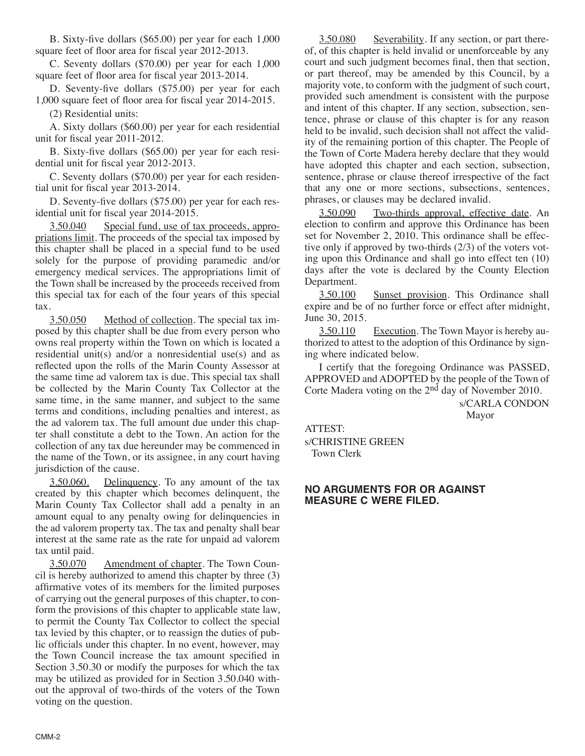B. Sixty-five dollars ($65.00) per year for each 1,000 square feet of floor area for fiscal year 2012-2013.

C. Seventy dollars ($70.00) per year for each 1,000 square feet of floor area for fiscal year 2013-2014.

D. Seventy-five dollars ($75.00) per year for each 1,000 square feet of floor area for fiscal year 2014-2015.

(2) Residential units:

A. Sixty dollars ($60.00) per year for each residential unit for fiscal year 2011-2012.

B. Sixty-five dollars ($65.00) per year for each residential unit for fiscal year 2012-2013.

C. Seventy dollars ($70.00) per year for each residential unit for fiscal year 2013-2014.

D. Seventy-five dollars ($75.00) per year for each residential unit for fiscal year 2014-2015.

3.50.040 Special fund, use of tax proceeds, appropriations limit. The proceeds of the special tax imposed by this chapter shall be placed in a special fund to be used solely for the purpose of providing paramedic and/or emergency medical services. The appropriations limit of the Town shall be increased by the proceeds received from this special tax for each of the four years of this special tax.

3.50.050 Method of collection. The special tax imposed by this chapter shall be due from every person who owns real property within the Town on which is located a residential unit(s) and/or a nonresidential use(s) and as reflected upon the rolls of the Marin County Assessor at the same time ad valorem tax is due. This special tax shall be collected by the Marin County Tax Collector at the same time, in the same manner, and subject to the same terms and conditions, including penalties and interest, as the ad valorem tax. The full amount due under this chapter shall constitute a debt to the Town. An action for the collection of any tax due hereunder may be commenced in the name of the Town, or its assignee, in any court having jurisdiction of the cause.

3.50.060. Delinquency. To any amount of the tax created by this chapter which becomes delinquent, the Marin County Tax Collector shall add a penalty in an amount equal to any penalty owing for delinquencies in the ad valorem property tax. The tax and penalty shall bear interest at the same rate as the rate for unpaid ad valorem tax until paid.

3.50.070 Amendment of chapter. The Town Council is hereby authorized to amend this chapter by three (3) affirmative votes of its members for the limited purposes of carrying out the general purposes of this chapter, to conform the provisions of this chapter to applicable state law, to permit the County Tax Collector to collect the special tax levied by this chapter, or to reassign the duties of public officials under this chapter. In no event, however, may the Town Council increase the tax amount specified in Section 3.50.30 or modify the purposes for which the tax may be utilized as provided for in Section 3.50.040 without the approval of two-thirds of the voters of the Town voting on the question.

3.50.080 Severability. If any section, or part thereof, of this chapter is held invalid or unenforceable by any court and such judgment becomes final, then that section, or part thereof, may be amended by this Council, by a majority vote, to conform with the judgment of such court, provided such amendment is consistent with the purpose and intent of this chapter. If any section, subsection, sentence, phrase or clause of this chapter is for any reason held to be invalid, such decision shall not affect the validity of the remaining portion of this chapter. The People of the Town of Corte Madera hereby declare that they would have adopted this chapter and each section, subsection, sentence, phrase or clause thereof irrespective of the fact that any one or more sections, subsections, sentences, phrases, or clauses may be declared invalid.

3.50.090 Two-thirds approval, effective date. An election to confirm and approve this Ordinance has been set for November 2, 2010. This ordinance shall be effective only if approved by two-thirds (2/3) of the voters voting upon this Ordinance and shall go into effect ten (10) days after the vote is declared by the County Election Department.

3.50.100 Sunset provision. This Ordinance shall expire and be of no further force or effect after midnight, June 30, 2015.

3.50.110 Execution. The Town Mayor is hereby authorized to attest to the adoption of this Ordinance by signing where indicated below.

I certify that the foregoing Ordinance was PASSED, APPROVED and ADOPTED by the people of the Town of Corte Madera voting on the 2nd day of November 2010.

s/CARLA CONDON
Mayor

ATTEST:
s/CHRISTINE GREEN
Town Clerk

**NO ARGUMENTS FOR OR AGAINST MEASURE C WERE FILED.**